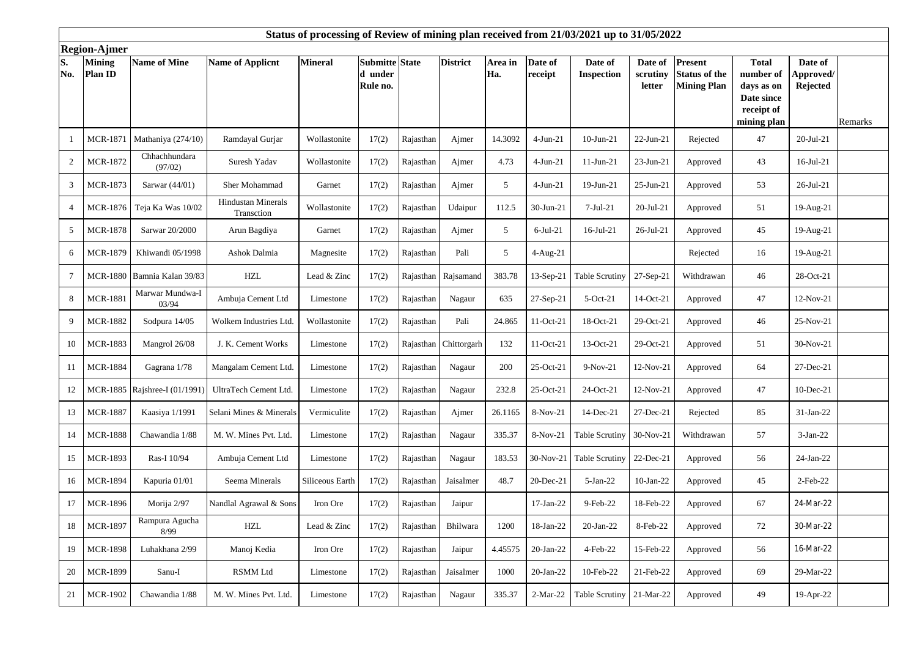# Status of processing of Review of mining plan received from 21/03/2021 up to 31/05/2022

**Region-Ajmer**

| S. No. | Mining Plan ID | Name of Mine | Name of Applicnt | Mineral | Submitted under Rule no. | State | District | Area in Ha. | Date of receipt | Date of Inspection | Date of scrutiny letter | Present Status of the Mining Plan | Total number of days as on Date since receipt of mining plan | Date of Approved/ Rejected | Remarks |
|---|---|---|---|---|---|---|---|---|---|---|---|---|---|---|---|
| 1 | MCR-1871 | Mathaniya (274/10) | Ramdayal Gurjar | Wollastonite | 17(2) | Rajasthan | Ajmer | 14.3092 | 4-Jun-21 | 10-Jun-21 | 22-Jun-21 | Rejected | 47 | 20-Jul-21 | |
| 2 | MCR-1872 | Chhachhundara (97/02) | Suresh Yadav | Wollastonite | 17(2) | Rajasthan | Ajmer | 4.73 | 4-Jun-21 | 11-Jun-21 | 23-Jun-21 | Approved | 43 | 16-Jul-21 | |
| 3 | MCR-1873 | Sarwar (44/01) | Sher Mohammad | Garnet | 17(2) | Rajasthan | Ajmer | 5 | 4-Jun-21 | 19-Jun-21 | 25-Jun-21 | Approved | 53 | 26-Jul-21 | |
| 4 | MCR-1876 | Teja Ka Was 10/02 | Hindustan Minerals Transction | Wollastonite | 17(2) | Rajasthan | Udaipur | 112.5 | 30-Jun-21 | 7-Jul-21 | 20-Jul-21 | Approved | 51 | 19-Aug-21 | |
| 5 | MCR-1878 | Sarwar 20/2000 | Arun Bagdiya | Garnet | 17(2) | Rajasthan | Ajmer | 5 | 6-Jul-21 | 16-Jul-21 | 26-Jul-21 | Approved | 45 | 19-Aug-21 | |
| 6 | MCR-1879 | Khiwandi 05/1998 | Ashok Dalmia | Magnesite | 17(2) | Rajasthan | Pali | 5 | 4-Aug-21 | | | Rejected | 16 | 19-Aug-21 | |
| 7 | MCR-1880 | Bamnia Kalan 39/83 | HZL | Lead & Zinc | 17(2) | Rajasthan | Rajsamand | 383.78 | 13-Sep-21 | Table Scrutiny | 27-Sep-21 | Withdrawan | 46 | 28-Oct-21 | |
| 8 | MCR-1881 | Marwar Mundwa-I 03/94 | Ambuja Cement Ltd | Limestone | 17(2) | Rajasthan | Nagaur | 635 | 27-Sep-21 | 5-Oct-21 | 14-Oct-21 | Approved | 47 | 12-Nov-21 | |
| 9 | MCR-1882 | Sodpura 14/05 | Wolkem Industries Ltd. | Wollastonite | 17(2) | Rajasthan | Pali | 24.865 | 11-Oct-21 | 18-Oct-21 | 29-Oct-21 | Approved | 46 | 25-Nov-21 | |
| 10 | MCR-1883 | Mangrol 26/08 | J. K. Cement Works | Limestone | 17(2) | Rajasthan | Chittorgarh | 132 | 11-Oct-21 | 13-Oct-21 | 29-Oct-21 | Approved | 51 | 30-Nov-21 | |
| 11 | MCR-1884 | Gagrana 1/78 | Mangalam Cement Ltd. | Limestone | 17(2) | Rajasthan | Nagaur | 200 | 25-Oct-21 | 9-Nov-21 | 12-Nov-21 | Approved | 64 | 27-Dec-21 | |
| 12 | MCR-1885 | Rajshree-I (01/1991) | UltraTech Cement Ltd. | Limestone | 17(2) | Rajasthan | Nagaur | 232.8 | 25-Oct-21 | 24-Oct-21 | 12-Nov-21 | Approved | 47 | 10-Dec-21 | |
| 13 | MCR-1887 | Kaasiya 1/1991 | Selani Mines & Minerals | Vermiculite | 17(2) | Rajasthan | Ajmer | 26.1165 | 8-Nov-21 | 14-Dec-21 | 27-Dec-21 | Rejected | 85 | 31-Jan-22 | |
| 14 | MCR-1888 | Chawandia 1/88 | M. W. Mines Pvt. Ltd. | Limestone | 17(2) | Rajasthan | Nagaur | 335.37 | 8-Nov-21 | Table Scrutiny | 30-Nov-21 | Withdrawan | 57 | 3-Jan-22 | |
| 15 | MCR-1893 | Ras-I 10/94 | Ambuja Cement Ltd | Limestone | 17(2) | Rajasthan | Nagaur | 183.53 | 30-Nov-21 | Table Scrutiny | 22-Dec-21 | Approved | 56 | 24-Jan-22 | |
| 16 | MCR-1894 | Kapuria 01/01 | Seema Minerals | Siliceous Earth | 17(2) | Rajasthan | Jaisalmer | 48.7 | 20-Dec-21 | 5-Jan-22 | 10-Jan-22 | Approved | 45 | 2-Feb-22 | |
| 17 | MCR-1896 | Morija 2/97 | Nandlal Agrawal & Sons | Iron Ore | 17(2) | Rajasthan | Jaipur | | 17-Jan-22 | 9-Feb-22 | 18-Feb-22 | Approved | 67 | 24-Mar-22 | |
| 18 | MCR-1897 | Rampura Agucha 8/99 | HZL | Lead & Zinc | 17(2) | Rajasthan | Bhilwara | 1200 | 18-Jan-22 | 20-Jan-22 | 8-Feb-22 | Approved | 72 | 30-Mar-22 | |
| 19 | MCR-1898 | Luhakhana 2/99 | Manoj Kedia | Iron Ore | 17(2) | Rajasthan | Jaipur | 4.45575 | 20-Jan-22 | 4-Feb-22 | 15-Feb-22 | Approved | 56 | 16-Mar-22 | |
| 20 | MCR-1899 | Sanu-I | RSMM Ltd | Limestone | 17(2) | Rajasthan | Jaisalmer | 1000 | 20-Jan-22 | 10-Feb-22 | 21-Feb-22 | Approved | 69 | 29-Mar-22 | |
| 21 | MCR-1902 | Chawandia 1/88 | M. W. Mines Pvt. Ltd. | Limestone | 17(2) | Rajasthan | Nagaur | 335.37 | 2-Mar-22 | Table Scrutiny | 21-Mar-22 | Approved | 49 | 19-Apr-22 | |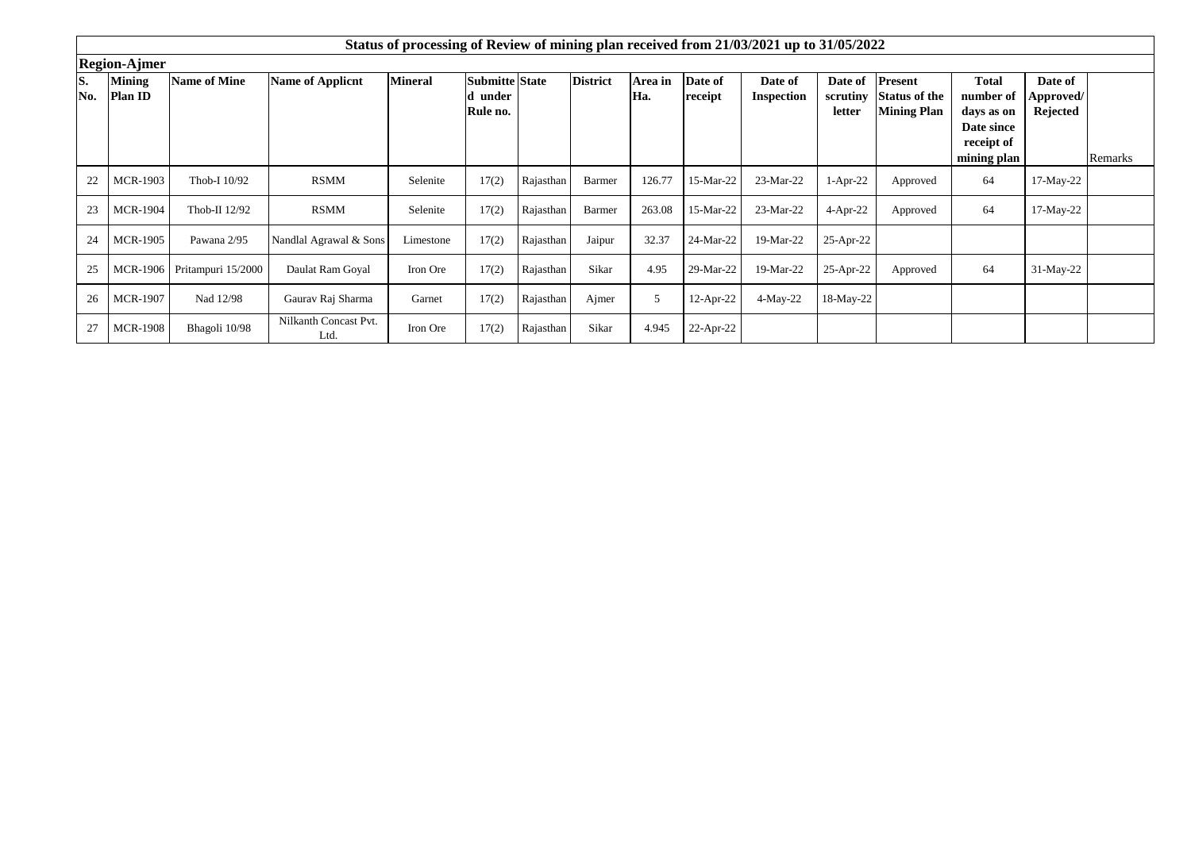## Status of processing of Review of mining plan received from 21/03/2021 up to 31/05/2022

**Region-Ajmer**

| S. No. | Mining Plan ID | Name of Mine | Name of Applicnt | Mineral | Submitted under Rule no. | State | District | Area in Ha. | Date of receipt | Date of Inspection | Date of scrutiny letter | Present Status of the Mining Plan | Total number of days as on Date since receipt of mining plan | Date of Approved/ Rejected | Remarks |
|---|---|---|---|---|---|---|---|---|---|---|---|---|---|---|---|
| 22 | MCR-1903 | Thob-I 10/92 | RSMM | Selenite | 17(2) | Rajasthan | Barmer | 126.77 | 15-Mar-22 | 23-Mar-22 | 1-Apr-22 | Approved | 64 | 17-May-22 | |
| 23 | MCR-1904 | Thob-II 12/92 | RSMM | Selenite | 17(2) | Rajasthan | Barmer | 263.08 | 15-Mar-22 | 23-Mar-22 | 4-Apr-22 | Approved | 64 | 17-May-22 | |
| 24 | MCR-1905 | Pawana 2/95 | Nandlal Agrawal & Sons | Limestone | 17(2) | Rajasthan | Jaipur | 32.37 | 24-Mar-22 | 19-Mar-22 | 25-Apr-22 | | | | |
| 25 | MCR-1906 | Pritampuri 15/2000 | Daulat Ram Goyal | Iron Ore | 17(2) | Rajasthan | Sikar | 4.95 | 29-Mar-22 | 19-Mar-22 | 25-Apr-22 | Approved | 64 | 31-May-22 | |
| 26 | MCR-1907 | Nad 12/98 | Gaurav Raj Sharma | Garnet | 17(2) | Rajasthan | Ajmer | 5 | 12-Apr-22 | 4-May-22 | 18-May-22 | | | | |
| 27 | MCR-1908 | Bhagoli 10/98 | Nilkanth Concast Pvt. Ltd. | Iron Ore | 17(2) | Rajasthan | Sikar | 4.945 | 22-Apr-22 | | | | | | |